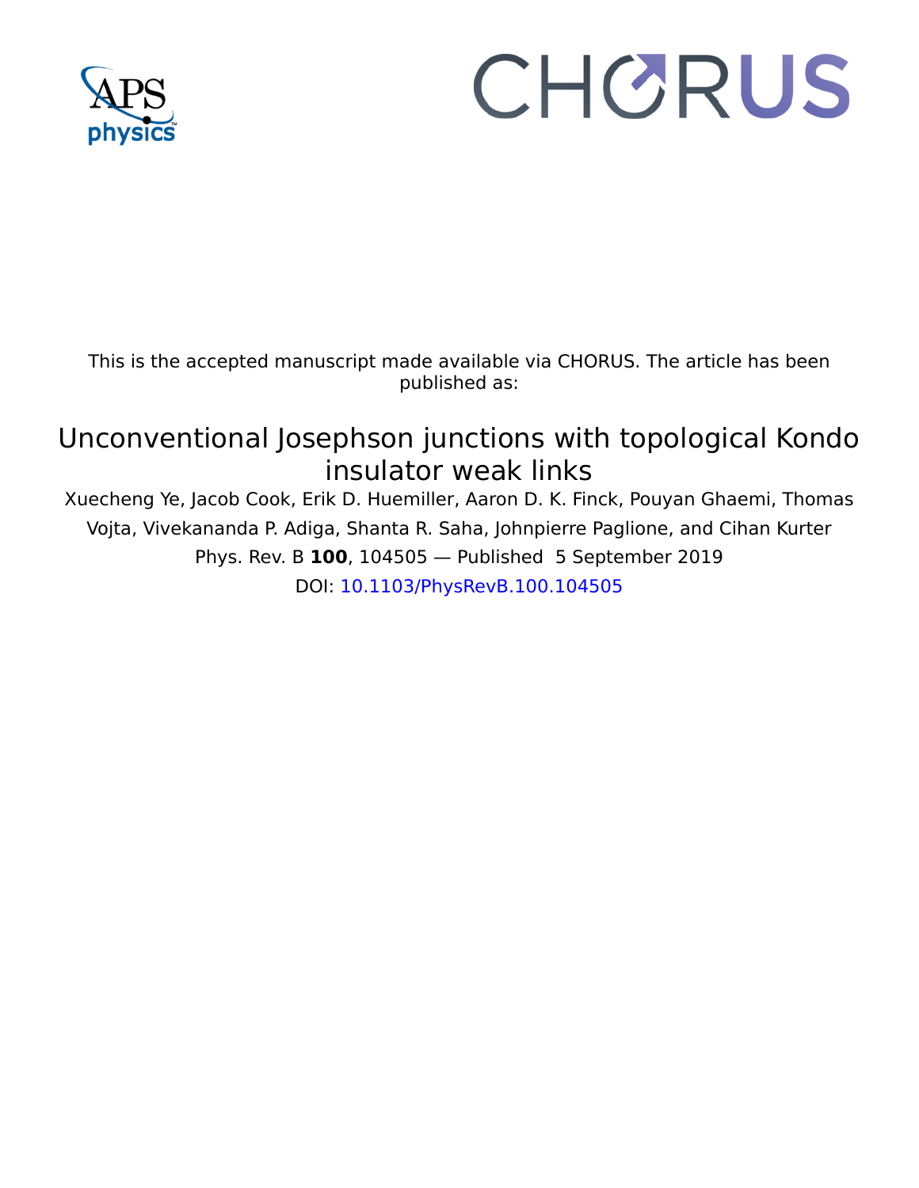This is the accepted manuscript made available via CHORUS. The article has been published as:

# Unconventional Josephson junctions with topological Kondo insulator weak links

Xuecheng Ye, Jacob Cook, Erik D. Huemiller, Aaron D. K. Finck, Pouyan Ghaemi, Thomas Vojta, Vivekananda P. Adiga, Shanta R. Saha, Johnpierre Paglione, and Cihan Kurter

Phys. Rev. B **100**, 104505 — Published 5 September 2019

DOI: 10.1103/PhysRevB.100.104505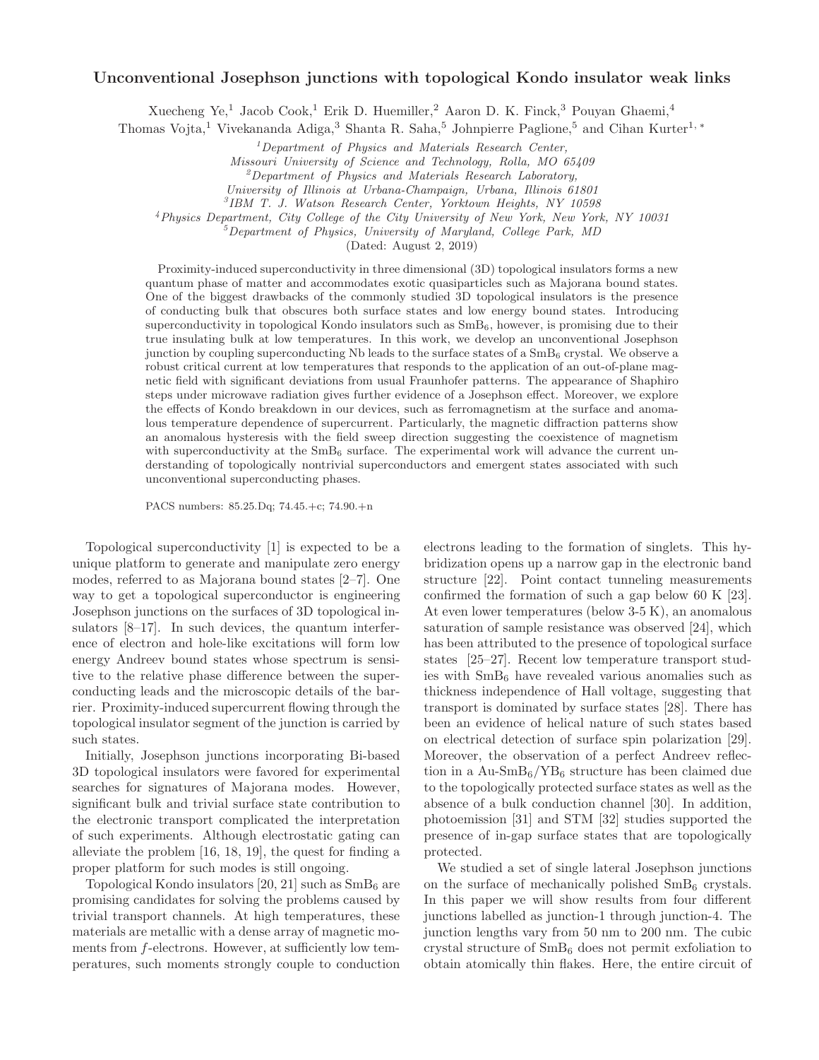# Unconventional Josephson junctions with topological Kondo insulator weak links

Xuecheng Ye,[1] Jacob Cook,[1] Erik D. Huemiller,[2] Aaron D. K. Finck,[3] Pouyan Ghaemi,[4] Thomas Vojta,[1] Vivekananda Adiga,[3] Shanta R. Saha,[5] Johnpierre Paglione,[5] and Cihan Kurter[1, *]

[1]Department of Physics and Materials Research Center, Missouri University of Science and Technology, Rolla, MO 65409
[2]Department of Physics and Materials Research Laboratory, University of Illinois at Urbana-Champaign, Urbana, Illinois 61801
[3]IBM T. J. Watson Research Center, Yorktown Heights, NY 10598
[4]Physics Department, City College of the City University of New York, New York, NY 10031
[5]Department of Physics, University of Maryland, College Park, MD

(Dated: August 2, 2019)

Proximity-induced superconductivity in three dimensional (3D) topological insulators forms a new quantum phase of matter and accommodates exotic quasiparticles such as Majorana bound states. One of the biggest drawbacks of the commonly studied 3D topological insulators is the presence of conducting bulk that obscures both surface states and low energy bound states. Introducing superconductivity in topological Kondo insulators such as $SmB_6$, however, is promising due to their true insulating bulk at low temperatures. In this work, we develop an unconventional Josephson junction by coupling superconducting Nb leads to the surface states of a $SmB_6$ crystal. We observe a robust critical current at low temperatures that responds to the application of an out-of-plane magnetic field with significant deviations from usual Fraunhofer patterns. The appearance of Shaphiro steps under microwave radiation gives further evidence of a Josephson effect. Moreover, we explore the effects of Kondo breakdown in our devices, such as ferromagnetism at the surface and anomalous temperature dependence of supercurrent. Particularly, the magnetic diffraction patterns show an anomalous hysteresis with the field sweep direction suggesting the coexistence of magnetism with superconductivity at the $SmB_6$ surface. The experimental work will advance the current understanding of topologically nontrivial superconductors and emergent states associated with such unconventional superconducting phases.

PACS numbers: 85.25.Dq; 74.45.+c; 74.90.+n

Topological superconductivity [1] is expected to be a unique platform to generate and manipulate zero energy modes, referred to as Majorana bound states [2–7]. One way to get a topological superconductor is engineering Josephson junctions on the surfaces of 3D topological insulators [8–17]. In such devices, the quantum interference of electron and hole-like excitations will form low energy Andreev bound states whose spectrum is sensitive to the relative phase difference between the superconducting leads and the microscopic details of the barrier. Proximity-induced supercurrent flowing through the topological insulator segment of the junction is carried by such states.

Initially, Josephson junctions incorporating Bi-based 3D topological insulators were favored for experimental searches for signatures of Majorana modes. However, significant bulk and trivial surface state contribution to the electronic transport complicated the interpretation of such experiments. Although electrostatic gating can alleviate the problem [16, 18, 19], the quest for finding a proper platform for such modes is still ongoing.

Topological Kondo insulators [20, 21] such as $SmB_6$ are promising candidates for solving the problems caused by trivial transport channels. At high temperatures, these materials are metallic with a dense array of magnetic moments from $f$-electrons. However, at sufficiently low temperatures, such moments strongly couple to conduction electrons leading to the formation of singlets. This hybridization opens up a narrow gap in the electronic band structure [22]. Point contact tunneling measurements confirmed the formation of such a gap below 60 K [23]. At even lower temperatures (below 3-5 K), an anomalous saturation of sample resistance was observed [24], which has been attributed to the presence of topological surface states [25–27]. Recent low temperature transport studies with $SmB_6$ have revealed various anomalies such as thickness independence of Hall voltage, suggesting that transport is dominated by surface states [28]. There has been an evidence of helical nature of such states based on electrical detection of surface spin polarization [29]. Moreover, the observation of a perfect Andreev reflection in a Au-$SmB_6$/$YB_6$ structure has been claimed due to the topologically protected surface states as well as the absence of a bulk conduction channel [30]. In addition, photoemission [31] and STM [32] studies supported the presence of in-gap surface states that are topologically protected.

We studied a set of single lateral Josephson junctions on the surface of mechanically polished $SmB_6$ crystals. In this paper we will show results from four different junctions labelled as junction-1 through junction-4. The junction lengths vary from 50 nm to 200 nm. The cubic crystal structure of $SmB_6$ does not permit exfoliation to obtain atomically thin flakes. Here, the entire circuit of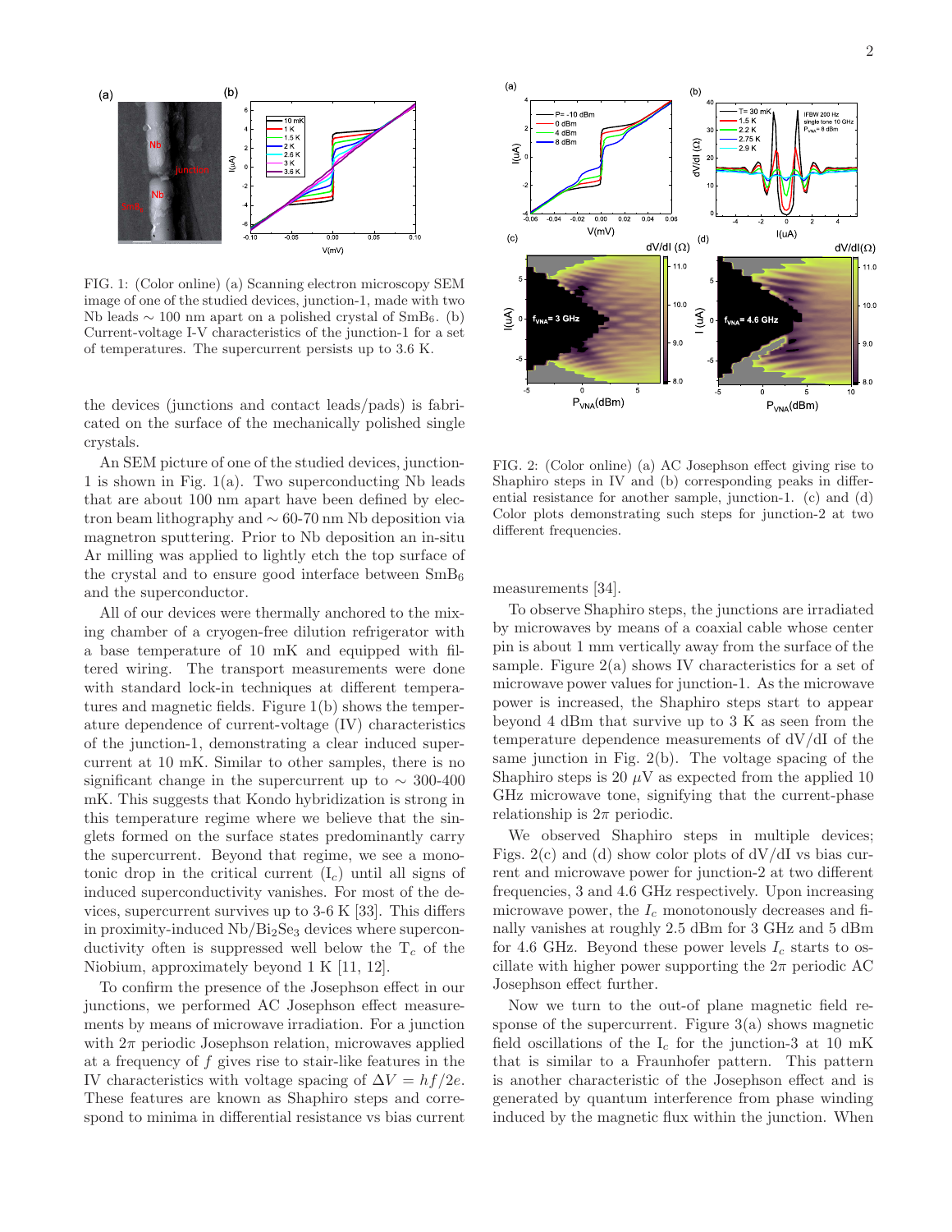FIG. 1: (Color online) (a) Scanning electron microscopy SEM image of one of the studied devices, junction-1, made with two Nb leads $\sim$ 100 nm apart on a polished crystal of $SmB_6$. (b) Current-voltage I-V characteristics of the junction-1 for a set of temperatures. The supercurrent persists up to 3.6 K.

the devices (junctions and contact leads/pads) is fabricated on the surface of the mechanically polished single crystals.

An SEM picture of one of the studied devices, junction-1 is shown in Fig. 1(a). Two superconducting Nb leads that are about 100 nm apart have been defined by electron beam lithography and $\sim$ 60-70 nm Nb deposition via magnetron sputtering. Prior to Nb deposition an in-situ Ar milling was applied to lightly etch the top surface of the crystal and to ensure good interface between $SmB_6$ and the superconductor.

All of our devices were thermally anchored to the mixing chamber of a cryogen-free dilution refrigerator with a base temperature of 10 mK and equipped with filtered wiring. The transport measurements were done with standard lock-in techniques at different temperatures and magnetic fields. Figure 1(b) shows the temperature dependence of current-voltage (IV) characteristics of the junction-1, demonstrating a clear induced supercurrent at 10 mK. Similar to other samples, there is no significant change in the supercurrent up to $\sim$ 300-400 mK. This suggests that Kondo hybridization is strong in this temperature regime where we believe that the singlets formed on the surface states predominantly carry the supercurrent. Beyond that regime, we see a monotonic drop in the critical current ($I_c$) until all signs of induced superconductivity vanishes. For most of the devices, supercurrent survives up to 3-6 K [33]. This differs in proximity-induced Nb/$Bi_2Se_3$ devices where superconductivity often is suppressed well below the $T_c$ of the Niobium, approximately beyond 1 K [11, 12].

To confirm the presence of the Josephson effect in our junctions, we performed AC Josephson effect measurements by means of microwave irradiation. For a junction with $2\pi$ periodic Josephson relation, microwaves applied at a frequency of $f$ gives rise to stair-like features in the IV characteristics with voltage spacing of $\Delta V = hf/2e$. These features are known as Shaphiro steps and correspond to minima in differential resistance vs bias current measurements [34].

FIG. 2: (Color online) (a) AC Josephson effect giving rise to Shaphiro steps in IV and (b) corresponding peaks in differential resistance for another sample, junction-1. (c) and (d) Color plots demonstrating such steps for junction-2 at two different frequencies.

To observe Shaphiro steps, the junctions are irradiated by microwaves by means of a coaxial cable whose center pin is about 1 mm vertically away from the surface of the sample. Figure 2(a) shows IV characteristics for a set of microwave power values for junction-1. As the microwave power is increased, the Shaphiro steps start to appear beyond 4 dBm that survive up to 3 K as seen from the temperature dependence measurements of dV/dI of the same junction in Fig. 2(b). The voltage spacing of the Shaphiro steps is 20 $\mu$V as expected from the applied 10 GHz microwave tone, signifying that the current-phase relationship is $2\pi$ periodic.

We observed Shaphiro steps in multiple devices; Figs. 2(c) and (d) show color plots of dV/dI vs bias current and microwave power for junction-2 at two different frequencies, 3 and 4.6 GHz respectively. Upon increasing microwave power, the $I_c$ monotonously decreases and finally vanishes at roughly 2.5 dBm for 3 GHz and 5 dBm for 4.6 GHz. Beyond these power levels $I_c$ starts to oscillate with higher power supporting the $2\pi$ periodic AC Josephson effect further.

Now we turn to the out-of plane magnetic field response of the supercurrent. Figure 3(a) shows magnetic field oscillations of the $I_c$ for the junction-3 at 10 mK that is similar to a Fraunhofer pattern. This pattern is another characteristic of the Josephson effect and is generated by quantum interference from phase winding induced by the magnetic flux within the junction. When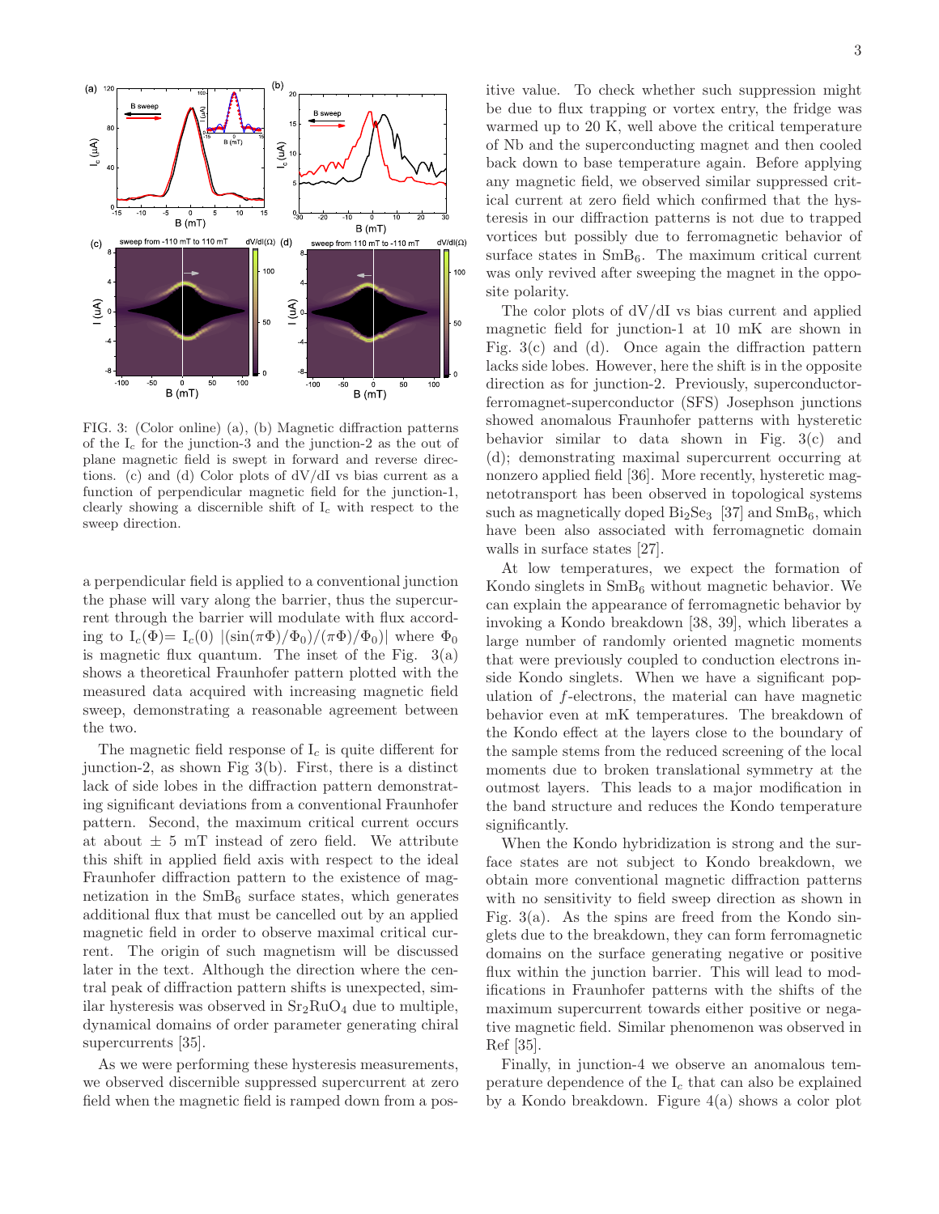FIG. 3: (Color online) (a), (b) Magnetic diffraction patterns of the $I_c$ for the junction-3 and the junction-2 as the out of plane magnetic field is swept in forward and reverse directions. (c) and (d) Color plots of dV/dI vs bias current as a function of perpendicular magnetic field for the junction-1, clearly showing a discernible shift of $I_c$ with respect to the sweep direction.

a perpendicular field is applied to a conventional junction the phase will vary along the barrier, thus the supercurrent through the barrier will modulate with flux according to $I_c(\Phi) = I_c(0)\ |(\sin(\pi\Phi)/\Phi_0)/(\pi\Phi)/\Phi_0)|$ where $\Phi_0$ is magnetic flux quantum. The inset of the Fig. 3(a) shows a theoretical Fraunhofer pattern plotted with the measured data acquired with increasing magnetic field sweep, demonstrating a reasonable agreement between the two.

The magnetic field response of $I_c$ is quite different for junction-2, as shown Fig 3(b). First, there is a distinct lack of side lobes in the diffraction pattern demonstrating significant deviations from a conventional Fraunhofer pattern. Second, the maximum critical current occurs at about $\pm$ 5 mT instead of zero field. We attribute this shift in applied field axis with respect to the ideal Fraunhofer diffraction pattern to the existence of magnetization in the $SmB_6$ surface states, which generates additional flux that must be cancelled out by an applied magnetic field in order to observe maximal critical current. The origin of such magnetism will be discussed later in the text. Although the direction where the central peak of diffraction pattern shifts is unexpected, similar hysteresis was observed in $Sr_2RuO_4$ due to multiple, dynamical domains of order parameter generating chiral supercurrents [35].

As we were performing these hysteresis measurements, we observed discernible suppressed supercurrent at zero field when the magnetic field is ramped down from a positive value. To check whether such suppression might be due to flux trapping or vortex entry, the fridge was warmed up to 20 K, well above the critical temperature of Nb and the superconducting magnet and then cooled back down to base temperature again. Before applying any magnetic field, we observed similar suppressed critical current at zero field which confirmed that the hysteresis in our diffraction patterns is not due to trapped vortices but possibly due to ferromagnetic behavior of surface states in $SmB_6$. The maximum critical current was only revived after sweeping the magnet in the opposite polarity.

The color plots of dV/dI vs bias current and applied magnetic field for junction-1 at 10 mK are shown in Fig. 3(c) and (d). Once again the diffraction pattern lacks side lobes. However, here the shift is in the opposite direction as for junction-2. Previously, superconductor-ferromagnet-superconductor (SFS) Josephson junctions showed anomalous Fraunhofer patterns with hysteretic behavior similar to data shown in Fig. 3(c) and (d); demonstrating maximal supercurrent occurring at nonzero applied field [36]. More recently, hysteretic magnetotransport has been observed in topological systems such as magnetically doped $Bi_2Se_3$ [37] and $SmB_6$, which have been also associated with ferromagnetic domain walls in surface states [27].

At low temperatures, we expect the formation of Kondo singlets in $SmB_6$ without magnetic behavior. We can explain the appearance of ferromagnetic behavior by invoking a Kondo breakdown [38, 39], which liberates a large number of randomly oriented magnetic moments that were previously coupled to conduction electrons inside Kondo singlets. When we have a significant population of *f*-electrons, the material can have magnetic behavior even at mK temperatures. The breakdown of the Kondo effect at the layers close to the boundary of the sample stems from the reduced screening of the local moments due to broken translational symmetry at the outmost layers. This leads to a major modification in the band structure and reduces the Kondo temperature significantly.

When the Kondo hybridization is strong and the surface states are not subject to Kondo breakdown, we obtain more conventional magnetic diffraction patterns with no sensitivity to field sweep direction as shown in Fig. 3(a). As the spins are freed from the Kondo singlets due to the breakdown, they can form ferromagnetic domains on the surface generating negative or positive flux within the junction barrier. This will lead to modifications in Fraunhofer patterns with the shifts of the maximum supercurrent towards either positive or negative magnetic field. Similar phenomenon was observed in Ref [35].

Finally, in junction-4 we observe an anomalous temperature dependence of the $I_c$ that can also be explained by a Kondo breakdown. Figure 4(a) shows a color plot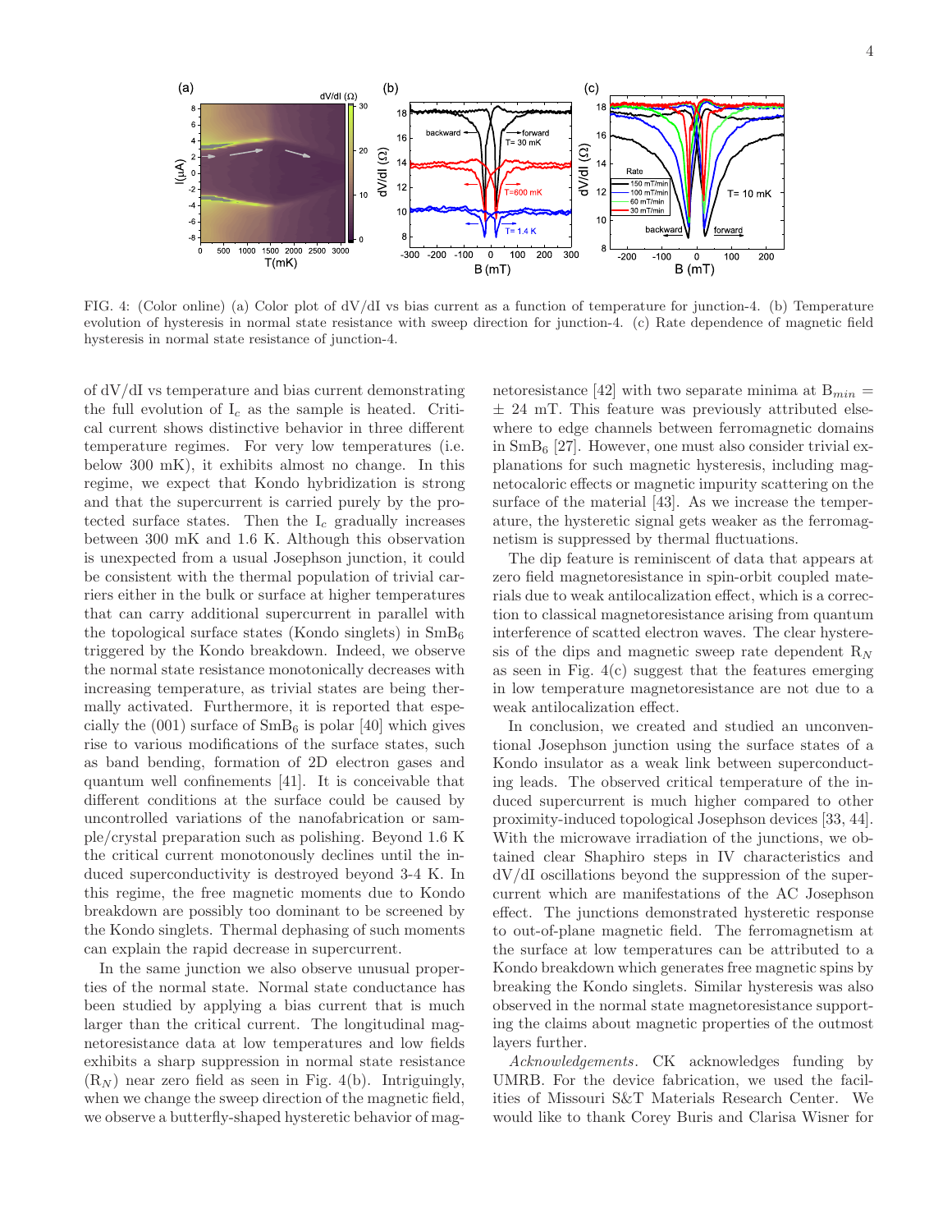FIG. 4: (Color online) (a) Color plot of dV/dI vs bias current as a function of temperature for junction-4. (b) Temperature evolution of hysteresis in normal state resistance with sweep direction for junction-4. (c) Rate dependence of magnetic field hysteresis in normal state resistance of junction-4.

of dV/dI vs temperature and bias current demonstrating the full evolution of $I_c$ as the sample is heated. Critical current shows distinctive behavior in three different temperature regimes. For very low temperatures (i.e. below 300 mK), it exhibits almost no change. In this regime, we expect that Kondo hybridization is strong and that the supercurrent is carried purely by the protected surface states. Then the $I_c$ gradually increases between 300 mK and 1.6 K. Although this observation is unexpected from a usual Josephson junction, it could be consistent with the thermal population of trivial carriers either in the bulk or surface at higher temperatures that can carry additional supercurrent in parallel with the topological surface states (Kondo singlets) in $SmB_6$ triggered by the Kondo breakdown. Indeed, we observe the normal state resistance monotonically decreases with increasing temperature, as trivial states are being thermally activated. Furthermore, it is reported that especially the (001) surface of $SmB_6$ is polar [40] which gives rise to various modifications of the surface states, such as band bending, formation of 2D electron gases and quantum well confinements [41]. It is conceivable that different conditions at the surface could be caused by uncontrolled variations of the nanofabrication or sample/crystal preparation such as polishing. Beyond 1.6 K the critical current monotonously declines until the induced superconductivity is destroyed beyond 3-4 K. In this regime, the free magnetic moments due to Kondo breakdown are possibly too dominant to be screened by the Kondo singlets. Thermal dephasing of such moments can explain the rapid decrease in supercurrent.

In the same junction we also observe unusual properties of the normal state. Normal state conductance has been studied by applying a bias current that is much larger than the critical current. The longitudinal magnetoresistance data at low temperatures and low fields exhibits a sharp suppression in normal state resistance ($R_N$) near zero field as seen in Fig. 4(b). Intriguingly, when we change the sweep direction of the magnetic field, we observe a butterfly-shaped hysteretic behavior of magnetoresistance [42] with two separate minima at $B_{min} = \pm$ 24 mT. This feature was previously attributed elsewhere to edge channels between ferromagnetic domains in $SmB_6$ [27]. However, one must also consider trivial explanations for such magnetic hysteresis, including magnetocaloric effects or magnetic impurity scattering on the surface of the material [43]. As we increase the temperature, the hysteretic signal gets weaker as the ferromagnetism is suppressed by thermal fluctuations.

The dip feature is reminiscent of data that appears at zero field magnetoresistance in spin-orbit coupled materials due to weak antilocalization effect, which is a correction to classical magnetoresistance arising from quantum interference of scatted electron waves. The clear hysteresis of the dips and magnetic sweep rate dependent $R_N$ as seen in Fig. 4(c) suggest that the features emerging in low temperature magnetoresistance are not due to a weak antilocalization effect.

In conclusion, we created and studied an unconventional Josephson junction using the surface states of a Kondo insulator as a weak link between superconducting leads. The observed critical temperature of the induced supercurrent is much higher compared to other proximity-induced topological Josephson devices [33, 44]. With the microwave irradiation of the junctions, we obtained clear Shaphiro steps in IV characteristics and dV/dI oscillations beyond the suppression of the supercurrent which are manifestations of the AC Josephson effect. The junctions demonstrated hysteretic response to out-of-plane magnetic field. The ferromagnetism at the surface at low temperatures can be attributed to a Kondo breakdown which generates free magnetic spins by breaking the Kondo singlets. Similar hysteresis was also observed in the normal state magnetoresistance supporting the claims about magnetic properties of the outmost layers further.

*Acknowledgements*. CK acknowledges funding by UMRB. For the device fabrication, we used the facilities of Missouri S&T Materials Research Center. We would like to thank Corey Buris and Clarisa Wisner for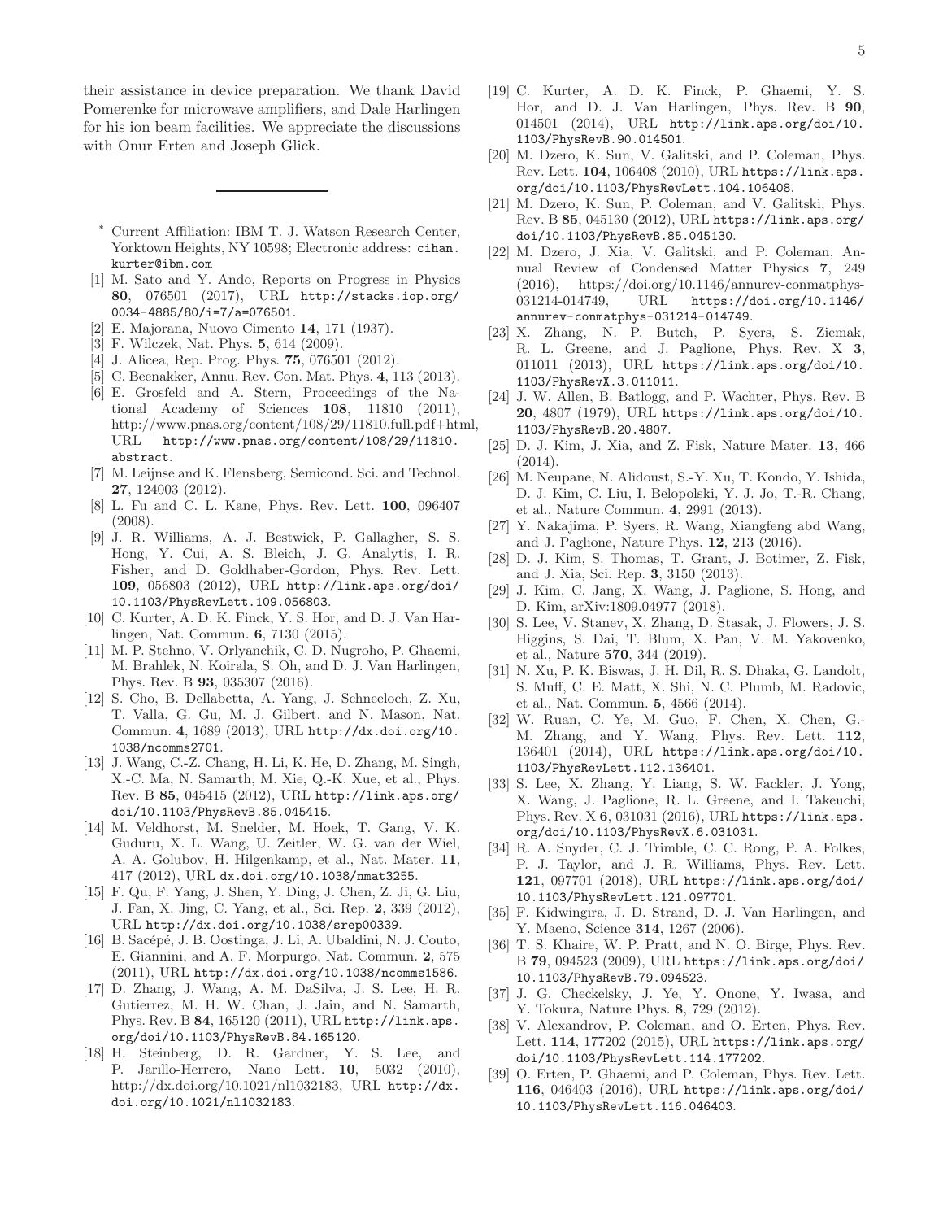their assistance in device preparation. We thank David Pomerenke for microwave amplifiers, and Dale Harlingen for his ion beam facilities. We appreciate the discussions with Onur Erten and Joseph Glick.

---

* Current Affiliation: IBM T. J. Watson Research Center, Yorktown Heights, NY 10598; Electronic address: cihan.kurter@ibm.com

[1] M. Sato and Y. Ando, Reports on Progress in Physics **80**, 076501 (2017), URL http://stacks.iop.org/0034-4885/80/i=7/a=076501.

[2] E. Majorana, Nuovo Cimento **14**, 171 (1937).

[3] F. Wilczek, Nat. Phys. **5**, 614 (2009).

[4] J. Alicea, Rep. Prog. Phys. **75**, 076501 (2012).

[5] C. Beenakker, Annu. Rev. Con. Mat. Phys. **4**, 113 (2013).

[6] E. Grosfeld and A. Stern, Proceedings of the National Academy of Sciences **108**, 11810 (2011), http://www.pnas.org/content/108/29/11810.full.pdf+html, URL http://www.pnas.org/content/108/29/11810.abstract.

[7] M. Leijnse and K. Flensberg, Semicond. Sci. and Technol. **27**, 124003 (2012).

[8] L. Fu and C. L. Kane, Phys. Rev. Lett. **100**, 096407 (2008).

[9] J. R. Williams, A. J. Bestwick, P. Gallagher, S. S. Hong, Y. Cui, A. S. Bleich, J. G. Analytis, I. R. Fisher, and D. Goldhaber-Gordon, Phys. Rev. Lett. **109**, 056803 (2012), URL http://link.aps.org/doi/10.1103/PhysRevLett.109.056803.

[10] C. Kurter, A. D. K. Finck, Y. S. Hor, and D. J. Van Harlingen, Nat. Commun. **6**, 7130 (2015).

[11] M. P. Stehno, V. Orlyanchik, C. D. Nugroho, P. Ghaemi, M. Brahlek, N. Koirala, S. Oh, and D. J. Van Harlingen, Phys. Rev. B **93**, 035307 (2016).

[12] S. Cho, B. Dellabetta, A. Yang, J. Schneeloch, Z. Xu, T. Valla, G. Gu, M. J. Gilbert, and N. Mason, Nat. Commun. **4**, 1689 (2013), URL http://dx.doi.org/10.1038/ncomms2701.

[13] J. Wang, C.-Z. Chang, H. Li, K. He, D. Zhang, M. Singh, X.-C. Ma, N. Samarth, M. Xie, Q.-K. Xue, et al., Phys. Rev. B **85**, 045415 (2012), URL http://link.aps.org/doi/10.1103/PhysRevB.85.045415.

[14] M. Veldhorst, M. Snelder, M. Hoek, T. Gang, V. K. Guduru, X. L. Wang, U. Zeitler, W. G. van der Wiel, A. A. Golubov, H. Hilgenkamp, et al., Nat. Mater. **11**, 417 (2012), URL dx.doi.org/10.1038/nmat3255.

[15] F. Qu, F. Yang, J. Shen, Y. Ding, J. Chen, Z. Ji, G. Liu, J. Fan, X. Jing, C. Yang, et al., Sci. Rep. **2**, 339 (2012), URL http://dx.doi.org/10.1038/srep00339.

[16] B. Sacépé, J. B. Oostinga, J. Li, A. Ubaldini, N. J. Couto, E. Giannini, and A. F. Morpurgo, Nat. Commun. **2**, 575 (2011), URL http://dx.doi.org/10.1038/ncomms1586.

[17] D. Zhang, J. Wang, A. M. DaSilva, J. S. Lee, H. R. Gutierrez, M. H. W. Chan, J. Jain, and N. Samarth, Phys. Rev. B **84**, 165120 (2011), URL http://link.aps.org/doi/10.1103/PhysRevB.84.165120.

[18] H. Steinberg, D. R. Gardner, Y. S. Lee, and P. Jarillo-Herrero, Nano Lett. **10**, 5032 (2010), http://dx.doi.org/10.1021/nl1032183, URL http://dx.doi.org/10.1021/nl1032183.

[19] C. Kurter, A. D. K. Finck, P. Ghaemi, Y. S. Hor, and D. J. Van Harlingen, Phys. Rev. B **90**, 014501 (2014), URL http://link.aps.org/doi/10.1103/PhysRevB.90.014501.

[20] M. Dzero, K. Sun, V. Galitski, and P. Coleman, Phys. Rev. Lett. **104**, 106408 (2010), URL https://link.aps.org/doi/10.1103/PhysRevLett.104.106408.

[21] M. Dzero, K. Sun, P. Coleman, and V. Galitski, Phys. Rev. B **85**, 045130 (2012), URL https://link.aps.org/doi/10.1103/PhysRevB.85.045130.

[22] M. Dzero, J. Xia, V. Galitski, and P. Coleman, Annual Review of Condensed Matter Physics **7**, 249 (2016), https://doi.org/10.1146/annurev-conmatphys-031214-014749, URL https://doi.org/10.1146/annurev-conmatphys-031214-014749.

[23] X. Zhang, N. P. Butch, P. Syers, S. Ziemak, R. L. Greene, and J. Paglione, Phys. Rev. X **3**, 011011 (2013), URL https://link.aps.org/doi/10.1103/PhysRevX.3.011011.

[24] J. W. Allen, B. Batlogg, and P. Wachter, Phys. Rev. B **20**, 4807 (1979), URL https://link.aps.org/doi/10.1103/PhysRevB.20.4807.

[25] D. J. Kim, J. Xia, and Z. Fisk, Nature Mater. **13**, 466 (2014).

[26] M. Neupane, N. Alidoust, S.-Y. Xu, T. Kondo, Y. Ishida, D. J. Kim, C. Liu, I. Belopolski, Y. J. Jo, T.-R. Chang, et al., Nature Commun. **4**, 2991 (2013).

[27] Y. Nakajima, P. Syers, R. Wang, Xiangfeng abd Wang, and J. Paglione, Nature Phys. **12**, 213 (2016).

[28] D. J. Kim, S. Thomas, T. Grant, J. Botimer, Z. Fisk, and J. Xia, Sci. Rep. **3**, 3150 (2013).

[29] J. Kim, C. Jang, X. Wang, J. Paglione, S. Hong, and D. Kim, arXiv:1809.04977 (2018).

[30] S. Lee, V. Stanev, X. Zhang, D. Stasak, J. Flowers, J. S. Higgins, S. Dai, T. Blum, X. Pan, V. M. Yakovenko, et al., Nature **570**, 344 (2019).

[31] N. Xu, P. K. Biswas, J. H. Dil, R. S. Dhaka, G. Landolt, S. Muff, C. E. Matt, X. Shi, N. C. Plumb, M. Radovic, et al., Nat. Commun. **5**, 4566 (2014).

[32] W. Ruan, C. Ye, M. Guo, F. Chen, X. Chen, G.-M. Zhang, and Y. Wang, Phys. Rev. Lett. **112**, 136401 (2014), URL https://link.aps.org/doi/10.1103/PhysRevLett.112.136401.

[33] S. Lee, X. Zhang, Y. Liang, S. W. Fackler, J. Yong, X. Wang, J. Paglione, R. L. Greene, and I. Takeuchi, Phys. Rev. X **6**, 031031 (2016), URL https://link.aps.org/doi/10.1103/PhysRevX.6.031031.

[34] R. A. Snyder, C. J. Trimble, C. C. Rong, P. A. Folkes, P. J. Taylor, and J. R. Williams, Phys. Rev. Lett. **121**, 097701 (2018), URL https://link.aps.org/doi/10.1103/PhysRevLett.121.097701.

[35] F. Kidwingira, J. D. Strand, D. J. Van Harlingen, and Y. Maeno, Science **314**, 1267 (2006).

[36] T. S. Khaire, W. P. Pratt, and N. O. Birge, Phys. Rev. B **79**, 094523 (2009), URL https://link.aps.org/doi/10.1103/PhysRevB.79.094523.

[37] J. G. Checkelsky, J. Ye, Y. Onone, Y. Iwasa, and Y. Tokura, Nature Phys. **8**, 729 (2012).

[38] V. Alexandrov, P. Coleman, and O. Erten, Phys. Rev. Lett. **114**, 177202 (2015), URL https://link.aps.org/doi/10.1103/PhysRevLett.114.177202.

[39] O. Erten, P. Ghaemi, and P. Coleman, Phys. Rev. Lett. **116**, 046403 (2016), URL https://link.aps.org/doi/10.1103/PhysRevLett.116.046403.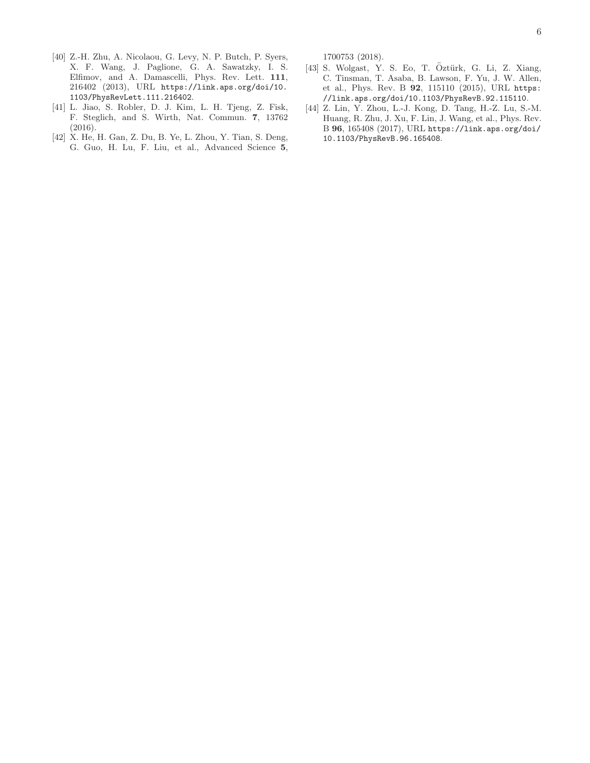[40] Z.-H. Zhu, A. Nicolaou, G. Levy, N. P. Butch, P. Syers, X. F. Wang, J. Paglione, G. A. Sawatzky, I. S. Elfimov, and A. Damascelli, Phys. Rev. Lett. **111**, 216402 (2013), URL `https://link.aps.org/doi/10.1103/PhysRevLett.111.216402`.

[41] L. Jiao, S. Robler, D. J. Kim, L. H. Tjeng, Z. Fisk, F. Steglich, and S. Wirth, Nat. Commun. **7**, 13762 (2016).

[42] X. He, H. Gan, Z. Du, B. Ye, L. Zhou, Y. Tian, S. Deng, G. Guo, H. Lu, F. Liu, et al., Advanced Science **5**, 1700753 (2018).

[43] S. Wolgast, Y. S. Eo, T. Öztürk, G. Li, Z. Xiang, C. Tinsman, T. Asaba, B. Lawson, F. Yu, J. W. Allen, et al., Phys. Rev. B **92**, 115110 (2015), URL `https://link.aps.org/doi/10.1103/PhysRevB.92.115110`.

[44] Z. Lin, Y. Zhou, L.-J. Kong, D. Tang, H.-Z. Lu, S.-M. Huang, R. Zhu, J. Xu, F. Lin, J. Wang, et al., Phys. Rev. B **96**, 165408 (2017), URL `https://link.aps.org/doi/10.1103/PhysRevB.96.165408`.